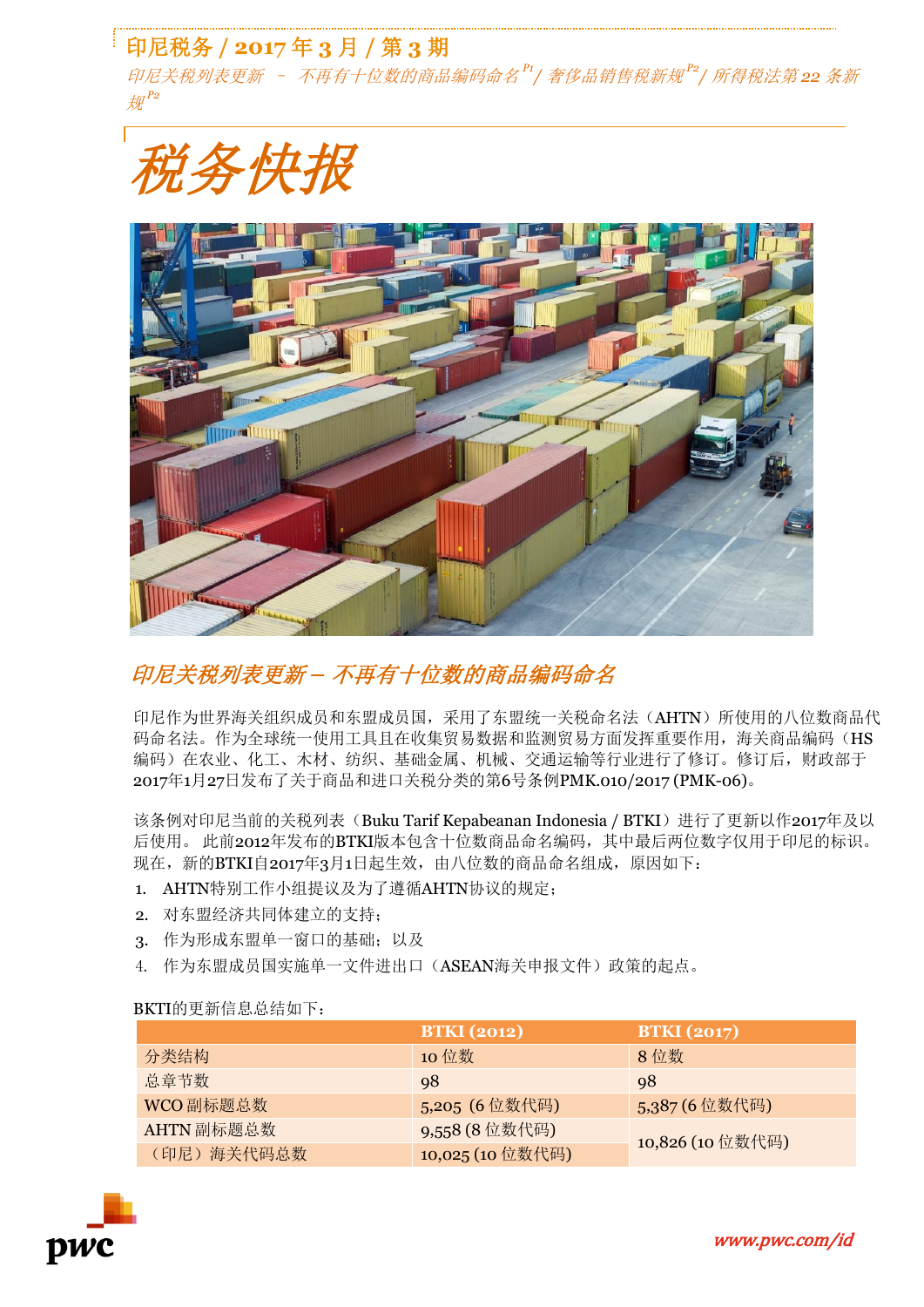印尼税务 / 2017 年 3 月 / 第 3 期

*印尼关税列表更新 – 不再有十位数的商品编码命名*[P1] */ 奢侈品销售税新规*[P2] */ 所得税法第 22 条新规*[P2]

# 税务快报

## *印尼关税列表更新 – 不再有十位数的商品编码命名*

印尼作为世界海关组织成员和东盟成员国，采用了东盟统一关税命名法（AHTN）所使用的八位数商品代码命名法。作为全球统一使用工具且在收集贸易数据和监测贸易方面发挥重要作用，海关商品编码（HS编码）在农业、化工、木材、纺织、基础金属、机械、交通运输等行业进行了修订。修订后，财政部于2017年1月27日发布了关于商品和进口关税分类的第6号条例PMK.010/2017 (PMK-06)。

该条例对印尼当前的关税列表（Buku Tarif Kepabeanan Indonesia / BTKI）进行了更新以作2017年及以后使用。 此前2012年发布的BTKI版本包含十位数商品命名编码，其中最后两位数字仅用于印尼的标识。现在，新的BTKI自2017年3月1日起生效，由八位数的商品命名组成，原因如下：

1. AHTN特别工作小组提议及为了遵循AHTN协议的规定；
2. 对东盟经济共同体建立的支持；
3. 作为形成东盟单一窗口的基础；以及
4. 作为东盟成员国实施单一文件进出口（ASEAN海关申报文件）政策的起点。

BKTI的更新信息总结如下：

| | BTKI (2012) | BTKI (2017) |
|---|---|---|
| 分类结构 | 10 位数 | 8 位数 |
| 总章节数 | 98 | 98 |
| WCO 副标题总数 | 5,205（6 位数代码） | 5,387 (6 位数代码) |
| AHTN 副标题总数 | 9,558 (8 位数代码) | 10,826 (10 位数代码) |
| （印尼）海关代码总数 | 10,025 (10 位数代码) | |

*www.pwc.com/id*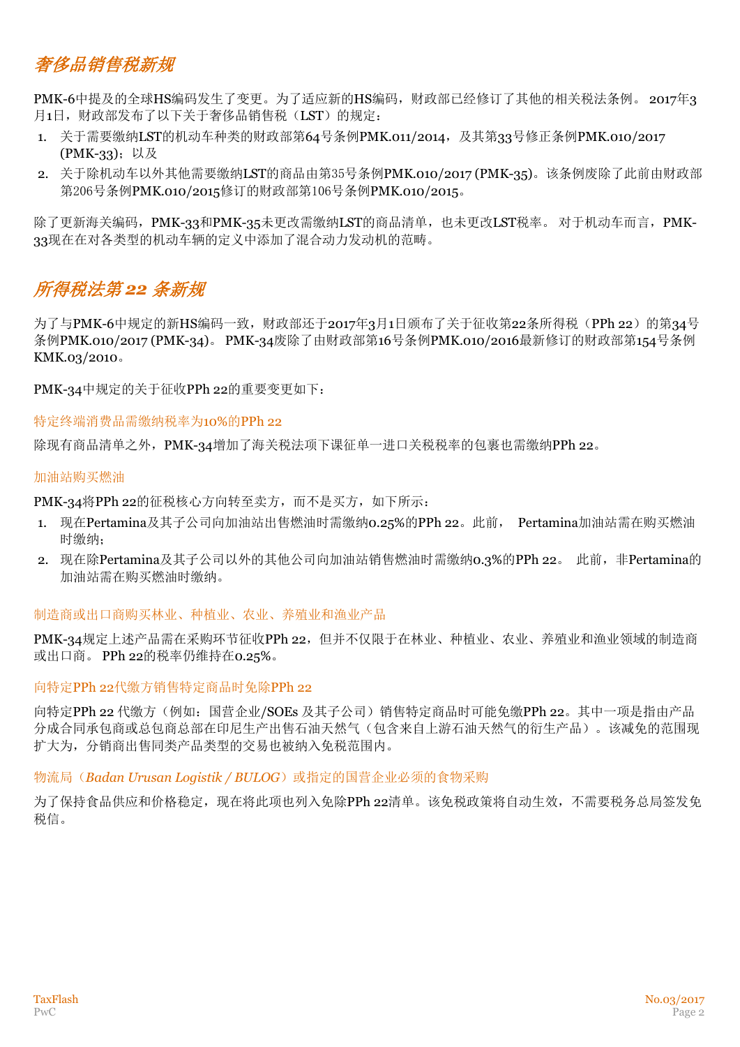## *奢侈品销售税新规*

PMK-6中提及的全球HS编码发生了变更。为了适应新的HS编码，财政部已经修订了其他的相关税法条例。 2017年3月1日，财政部发布了以下关于奢侈品销售税（LST）的规定：

1. 关于需要缴纳LST的机动车种类的财政部第64号条例PMK.011/2014，及其第33号修正条例PMK.010/2017 (PMK-33)；以及
2. 关于除机动车以外其他需要缴纳LST的商品由第35号条例PMK.010/2017 (PMK-35)。该条例废除了此前由财政部第206号条例PMK.010/2015修订的财政部第106号条例PMK.010/2015。

除了更新海关编码，PMK-33和PMK-35未更改需缴纳LST的商品清单，也未更改LST税率。 对于机动车而言，PMK-33现在在对各类型的机动车辆的定义中添加了混合动力发动机的范畴。

## *所得税法第 22 条新规*

为了与PMK-6中规定的新HS编码一致，财政部还于2017年3月1日颁布了关于征收第22条所得税（PPh 22）的第34号条例PMK.010/2017 (PMK-34)。 PMK-34废除了由财政部第16号条例PMK.010/2016最新修订的财政部第154号条例KMK.03/2010。

PMK-34中规定的关于征收PPh 22的重要变更如下：

### 特定终端消费品需缴纳税率为10%的PPh 22

除现有商品清单之外，PMK-34增加了海关税法项下课征单一进口关税税率的包裹也需缴纳PPh 22。

### 加油站购买燃油

PMK-34将PPh 22的征税核心方向转至卖方，而不是买方，如下所示：

1. 现在Pertamina及其子公司向加油站出售燃油时需缴纳0.25%的PPh 22。此前， Pertamina加油站需在购买燃油时缴纳；
2. 现在除Pertamina及其子公司以外的其他公司向加油站销售燃油时需缴纳0.3%的PPh 22。 此前，非Pertamina的加油站需在购买燃油时缴纳。

### 制造商或出口商购买林业、种植业、农业、养殖业和渔业产品

PMK-34规定上述产品需在采购环节征收PPh 22，但并不仅限于在林业、种植业、农业、养殖业和渔业领域的制造商或出口商。 PPh 22的税率仍维持在0.25%。

### 向特定PPh 22代缴方销售特定商品时免除PPh 22

向特定PPh 22 代缴方（例如：国营企业/SOEs 及其子公司）销售特定商品时可能免缴PPh 22。其中一项是指由产品分成合同承包商或总包商总部在印尼生产出售石油天然气（包含来自上游石油天然气的衍生产品）。该减免的范围现扩大为，分销商出售同类产品类型的交易也被纳入免税范围内。

### 物流局（*Badan Urusan Logistik / BULOG*）或指定的国营企业必须的食物采购

为了保持食品供应和价格稳定，现在将此项也列入免除PPh 22清单。该免税政策将自动生效，不需要税务总局签发免税信。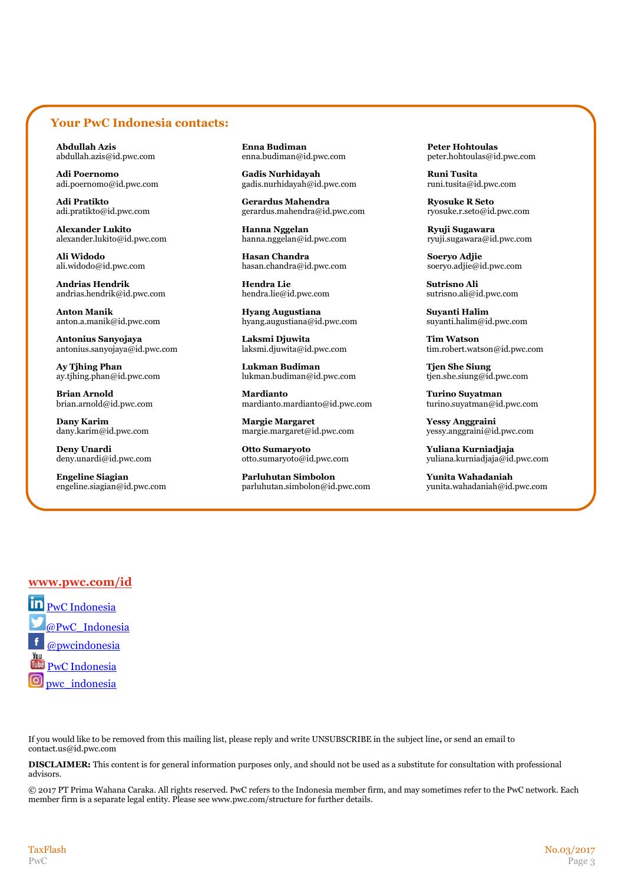## Your PwC Indonesia contacts:

**Abdullah Azis**
abdullah.azis@id.pwc.com

**Adi Poernomo**
adi.poernomo@id.pwc.com

**Adi Pratikto**
adi.pratikto@id.pwc.com

**Alexander Lukito**
alexander.lukito@id.pwc.com

**Ali Widodo**
ali.widodo@id.pwc.com

**Andrias Hendrik**
andrias.hendrik@id.pwc.com

**Anton Manik**
anton.a.manik@id.pwc.com

**Antonius Sanyojaya**
antonius.sanyojaya@id.pwc.com

**Ay Tjhing Phan**
ay.tjhing.phan@id.pwc.com

**Brian Arnold**
brian.arnold@id.pwc.com

**Dany Karim**
dany.karim@id.pwc.com

**Deny Unardi**
deny.unardi@id.pwc.com

**Engeline Siagian**
engeline.siagian@id.pwc.com

**Enna Budiman**
enna.budiman@id.pwc.com

**Gadis Nurhidayah**
gadis.nurhidayah@id.pwc.com

**Gerardus Mahendra**
gerardus.mahendra@id.pwc.com

**Hanna Nggelan**
hanna.nggelan@id.pwc.com

**Hasan Chandra**
hasan.chandra@id.pwc.com

**Hendra Lie**
hendra.lie@id.pwc.com

**Hyang Augustiana**
hyang.augustiana@id.pwc.com

**Laksmi Djuwita**
laksmi.djuwita@id.pwc.com

**Lukman Budiman**
lukman.budiman@id.pwc.com

**Mardianto**
mardianto.mardianto@id.pwc.com

**Margie Margaret**
margie.margaret@id.pwc.com

**Otto Sumaryoto**
otto.sumaryoto@id.pwc.com

**Parluhutan Simbolon**
parluhutan.simbolon@id.pwc.com

**Peter Hohtoulas**
peter.hohtoulas@id.pwc.com

**Runi Tusita**
runi.tusita@id.pwc.com

**Ryosuke R Seto**
ryosuke.r.seto@id.pwc.com

**Ryuji Sugawara**
ryuji.sugawara@id.pwc.com

**Soeryo Adjie**
soeryo.adjie@id.pwc.com

**Sutrisno Ali**
sutrisno.ali@id.pwc.com

**Suyanti Halim**
suyanti.halim@id.pwc.com

**Tim Watson**
tim.robert.watson@id.pwc.com

**Tjen She Siung**
tjen.she.siung@id.pwc.com

**Turino Suyatman**
turino.suyatman@id.pwc.com

**Yessy Anggraini**
yessy.anggraini@id.pwc.com

**Yuliana Kurniadjaja**
yuliana.kurniadjaja@id.pwc.com

**Yunita Wahadaniah**
yunita.wahadaniah@id.pwc.com

**www.pwc.com/id**

PwC Indonesia

@PwC_Indonesia

@pwcindonesia

PwC Indonesia

pwc_indonesia

If you would like to be removed from this mailing list, please reply and write UNSUBSCRIBE in the subject line, or send an email to contact.us@id.pwc.com

**DISCLAIMER:** This content is for general information purposes only, and should not be used as a substitute for consultation with professional advisors.

© 2017 PT Prima Wahana Caraka. All rights reserved. PwC refers to the Indonesia member firm, and may sometimes refer to the PwC network. Each member firm is a separate legal entity. Please see www.pwc.com/structure for further details.